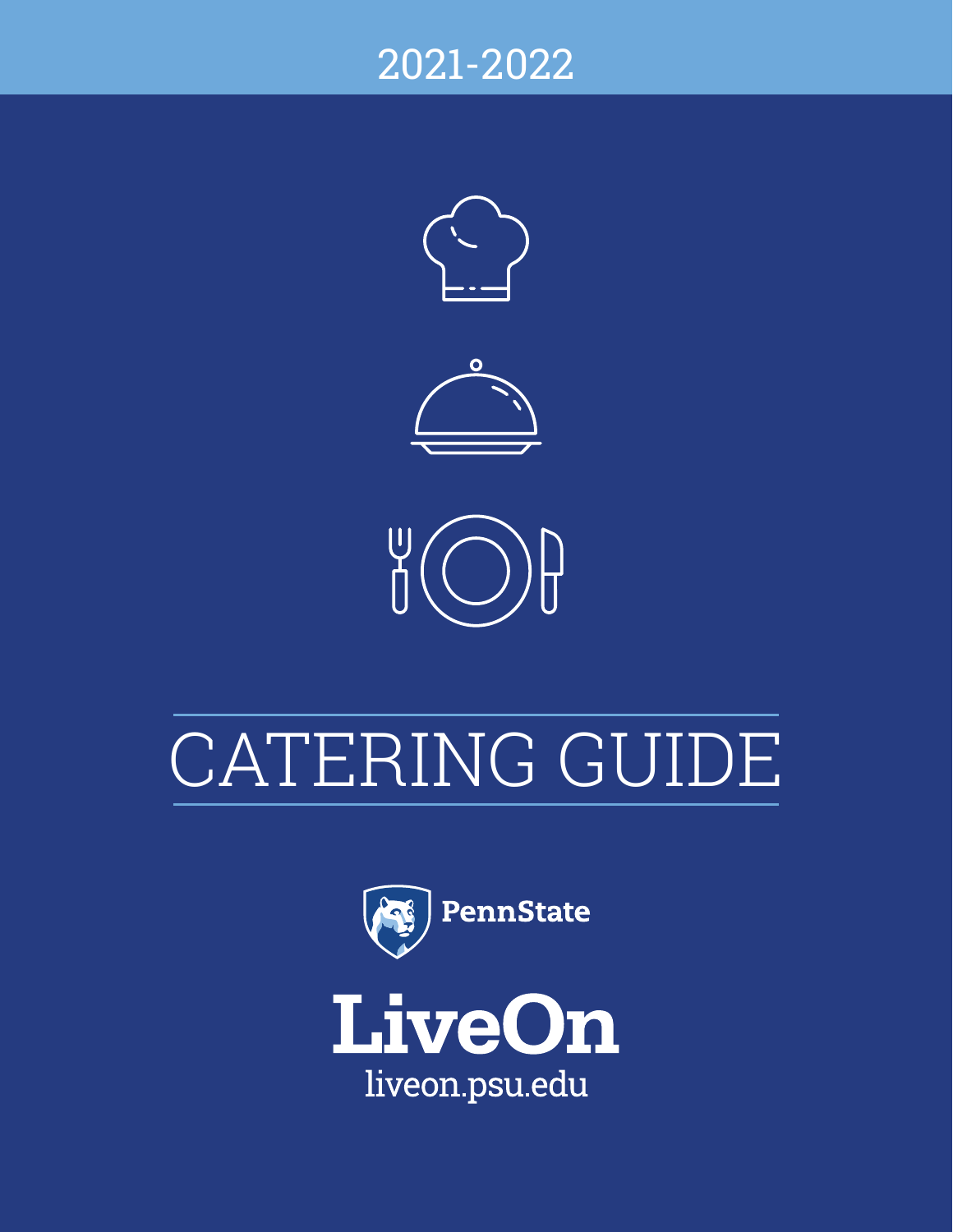2021-2022

# CATERING GUIDE

PennState

**LiveOn**

liveon.psu.edu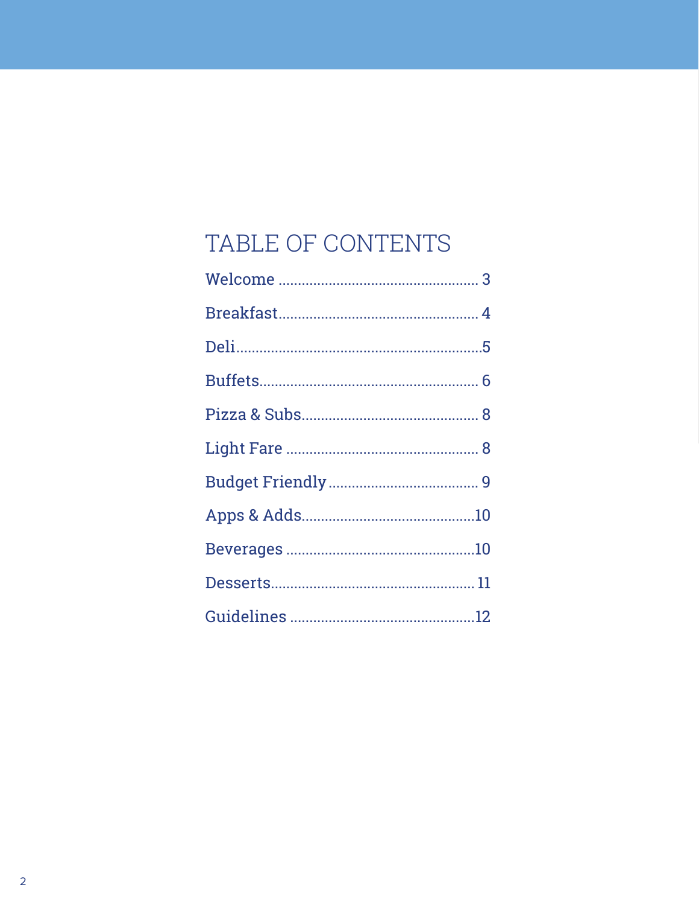# TABLE OF CONTENTS

Welcome ..... 3

Breakfast ..... 4

Deli ..... 5

Buffets ..... 6

Pizza & Subs ..... 8

Light Fare ..... 8

Budget Friendly ..... 9

Apps & Adds ..... 10

Beverages ..... 10

Desserts ..... 11

Guidelines ..... 12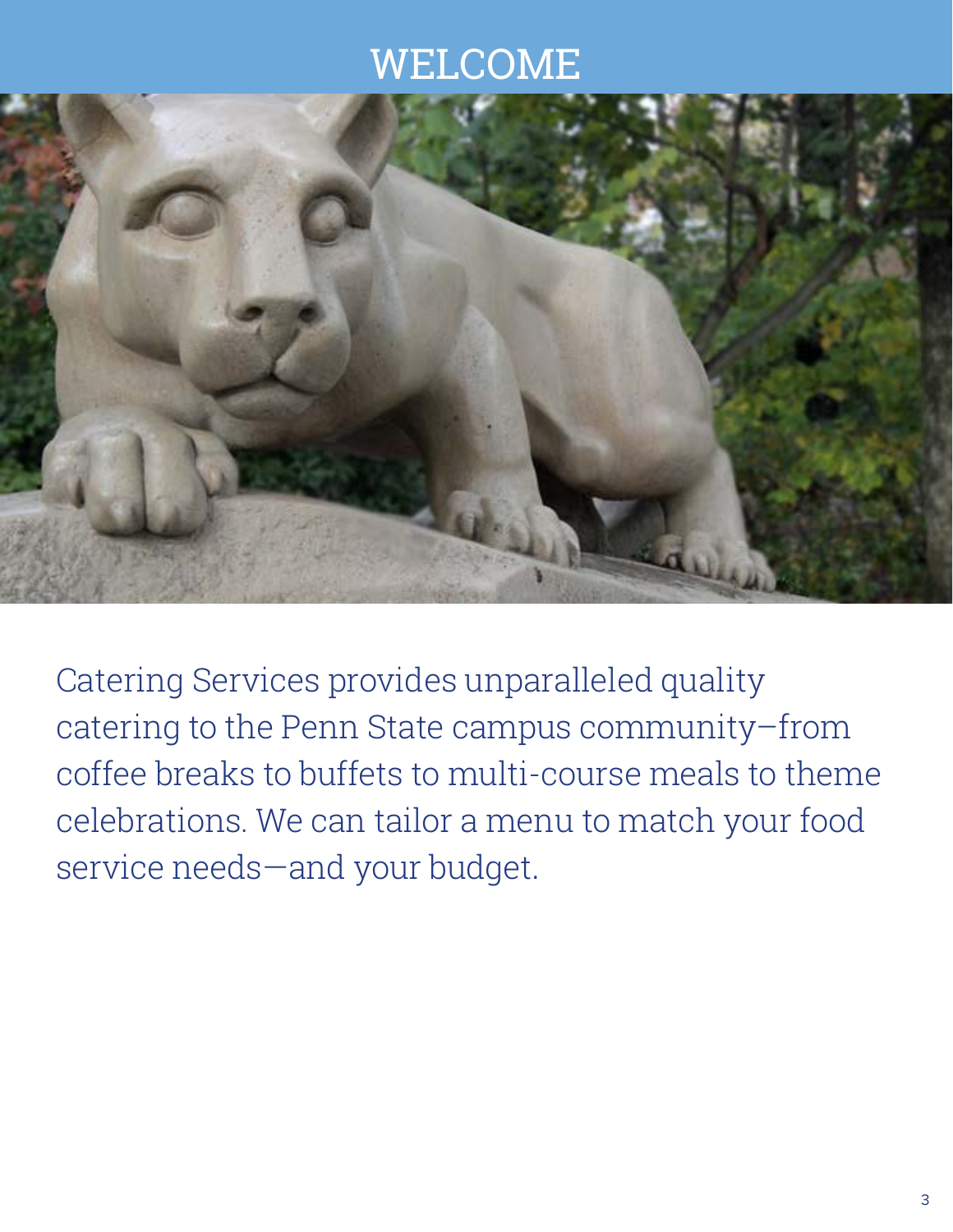# WELCOME

Catering Services provides unparalleled quality catering to the Penn State campus community–from coffee breaks to buffets to multi-course meals to theme celebrations. We can tailor a menu to match your food service needs—and your budget.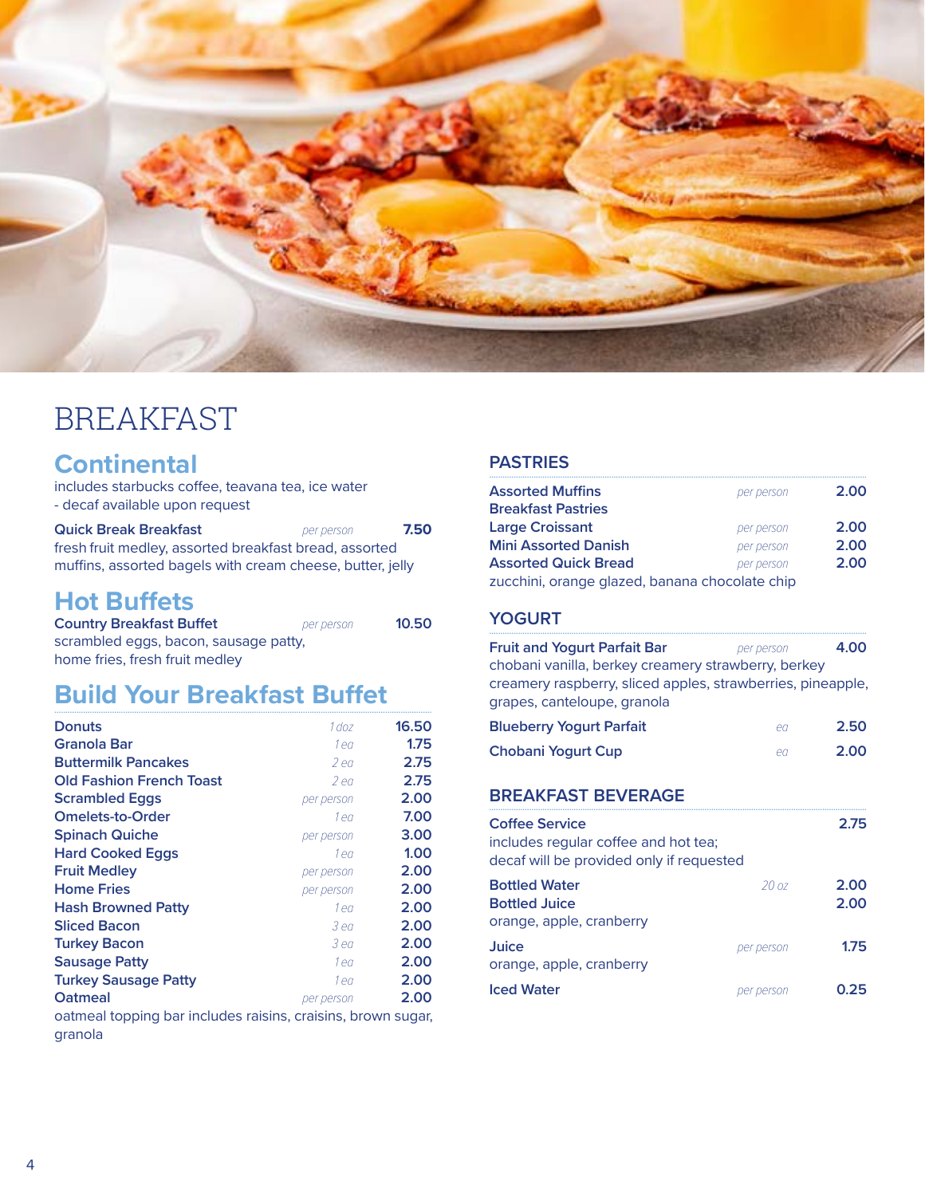# BREAKFAST

## Continental

includes starbucks coffee, teavana tea, ice water
- decaf available upon request

| Item | Unit | Price |
|---|---|---|
| **Quick Break Breakfast** | *per person* | **7.50** |

fresh fruit medley, assorted breakfast bread, assorted muffins, assorted bagels with cream cheese, butter, jelly

## Hot Buffets

| Item | Unit | Price |
|---|---|---|
| **Country Breakfast Buffet** | *per person* | **10.50** |

scrambled eggs, bacon, sausage patty, home fries, fresh fruit medley

## Build Your Breakfast Buffet

| Item | Unit | Price |
|---|---|---|
| **Donuts** | *1 doz* | **16.50** |
| **Granola Bar** | *1 ea* | **1.75** |
| **Buttermilk Pancakes** | *2 ea* | **2.75** |
| **Old Fashion French Toast** | *2 ea* | **2.75** |
| **Scrambled Eggs** | *per person* | **2.00** |
| **Omelets-to-Order** | *1 ea* | **7.00** |
| **Spinach Quiche** | *per person* | **3.00** |
| **Hard Cooked Eggs** | *1 ea* | **1.00** |
| **Fruit Medley** | *per person* | **2.00** |
| **Home Fries** | *per person* | **2.00** |
| **Hash Browned Patty** | *1 ea* | **2.00** |
| **Sliced Bacon** | *3 ea* | **2.00** |
| **Turkey Bacon** | *3 ea* | **2.00** |
| **Sausage Patty** | *1 ea* | **2.00** |
| **Turkey Sausage Patty** | *1 ea* | **2.00** |
| **Oatmeal** | *per person* | **2.00** |

oatmeal topping bar includes raisins, craisins, brown sugar, granola

### PASTRIES

| Item | Unit | Price |
|---|---|---|
| **Assorted Muffins** | *per person* | **2.00** |
| **Breakfast Pastries** | | |
| **Large Croissant** | *per person* | **2.00** |
| **Mini Assorted Danish** | *per person* | **2.00** |
| **Assorted Quick Bread** | *per person* | **2.00** |

zucchini, orange glazed, banana chocolate chip

### YOGURT

| Item | Unit | Price |
|---|---|---|
| **Fruit and Yogurt Parfait Bar** | *per person* | **4.00** |

chobani vanilla, berkey creamery strawberry, berkey creamery raspberry, sliced apples, strawberries, pineapple, grapes, canteloupe, granola

| Item | Unit | Price |
|---|---|---|
| **Blueberry Yogurt Parfait** | *ea* | **2.50** |
| **Chobani Yogurt Cup** | *ea* | **2.00** |

### BREAKFAST BEVERAGE

| Item | Unit | Price |
|---|---|---|
| **Coffee Service** | | **2.75** |

includes regular coffee and hot tea; decaf will be provided only if requested

| Item | Unit | Price |
|---|---|---|
| **Bottled Water** | *20 oz* | **2.00** |
| **Bottled Juice** | | **2.00** |

orange, apple, cranberry

| Item | Unit | Price |
|---|---|---|
| **Juice** | *per person* | **1.75** |

orange, apple, cranberry

| Item | Unit | Price |
|---|---|---|
| **Iced Water** | *per person* | **0.25** |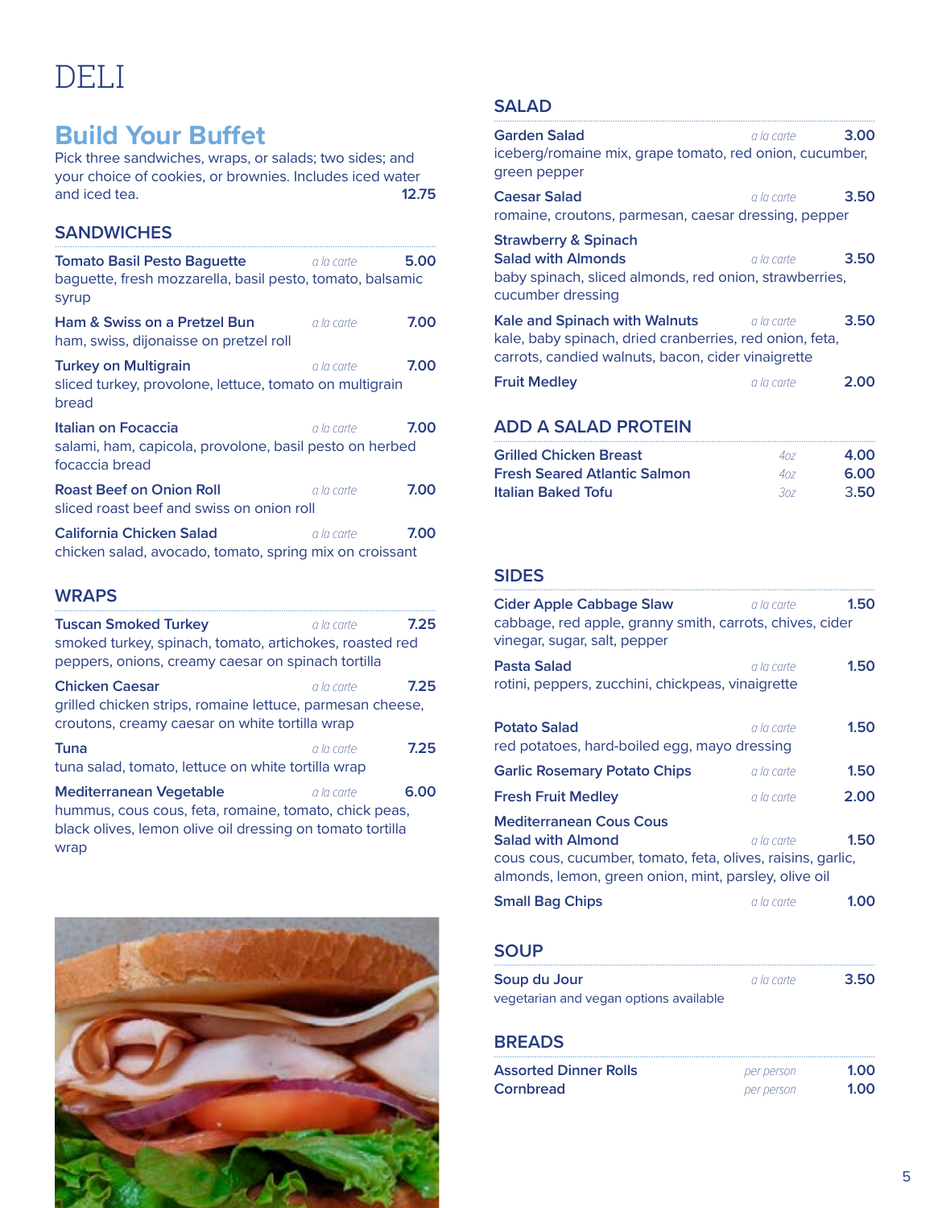# DELI

## Build Your Buffet

Pick three sandwiches, wraps, or salads; two sides; and your choice of cookies, or brownies. Includes iced water and iced tea. **12.75**

### SANDWICHES

**Tomato Basil Pesto Baguette** *a la carte* **5.00**
baguette, fresh mozzarella, basil pesto, tomato, balsamic syrup

**Ham & Swiss on a Pretzel Bun** *a la carte* **7.00**
ham, swiss, dijonaisse on pretzel roll

**Turkey on Multigrain** *a la carte* **7.00**
sliced turkey, provolone, lettuce, tomato on multigrain bread

**Italian on Focaccia** *a la carte* **7.00**
salami, ham, capicola, provolone, basil pesto on herbed focaccia bread

**Roast Beef on Onion Roll** *a la carte* **7.00**
sliced roast beef and swiss on onion roll

**California Chicken Salad** *a la carte* **7.00**
chicken salad, avocado, tomato, spring mix on croissant

### WRAPS

**Tuscan Smoked Turkey** *a la carte* **7.25**
smoked turkey, spinach, tomato, artichokes, roasted red peppers, onions, creamy caesar on spinach tortilla

**Chicken Caesar** *a la carte* **7.25**
grilled chicken strips, romaine lettuce, parmesan cheese, croutons, creamy caesar on white tortilla wrap

**Tuna** *a la carte* **7.25**
tuna salad, tomato, lettuce on white tortilla wrap

**Mediterranean Vegetable** *a la carte* **6.00**
hummus, cous cous, feta, romaine, tomato, chick peas, black olives, lemon olive oil dressing on tomato tortilla wrap

### SALAD

**Garden Salad** *a la carte* **3.00**
iceberg/romaine mix, grape tomato, red onion, cucumber, green pepper

**Caesar Salad** *a la carte* **3.50**
romaine, croutons, parmesan, caesar dressing, pepper

**Strawberry & Spinach Salad with Almonds** *a la carte* **3.50**
baby spinach, sliced almonds, red onion, strawberries, cucumber dressing

**Kale and Spinach with Walnuts** *a la carte* **3.50**
kale, baby spinach, dried cranberries, red onion, feta, carrots, candied walnuts, bacon, cider vinaigrette

**Fruit Medley** *a la carte* **2.00**

### ADD A SALAD PROTEIN

**Grilled Chicken Breast** *4oz* **4.00**
**Fresh Seared Atlantic Salmon** *4oz* **6.00**
**Italian Baked Tofu** *3oz* **3.50**

### SIDES

**Cider Apple Cabbage Slaw** *a la carte* **1.50**
cabbage, red apple, granny smith, carrots, chives, cider vinegar, sugar, salt, pepper

**Pasta Salad** *a la carte* **1.50**
rotini, peppers, zucchini, chickpeas, vinaigrette

**Potato Salad** *a la carte* **1.50**
red potatoes, hard-boiled egg, mayo dressing

**Garlic Rosemary Potato Chips** *a la carte* **1.50**

**Fresh Fruit Medley** *a la carte* **2.00**

**Mediterranean Cous Cous Salad with Almond** *a la carte* **1.50**
cous cous, cucumber, tomato, feta, olives, raisins, garlic, almonds, lemon, green onion, mint, parsley, olive oil

**Small Bag Chips** *a la carte* **1.00**

### SOUP

**Soup du Jour** *a la carte* **3.50**
vegetarian and vegan options available

### BREADS

**Assorted Dinner Rolls** *per person* **1.00**
**Cornbread** *per person* **1.00**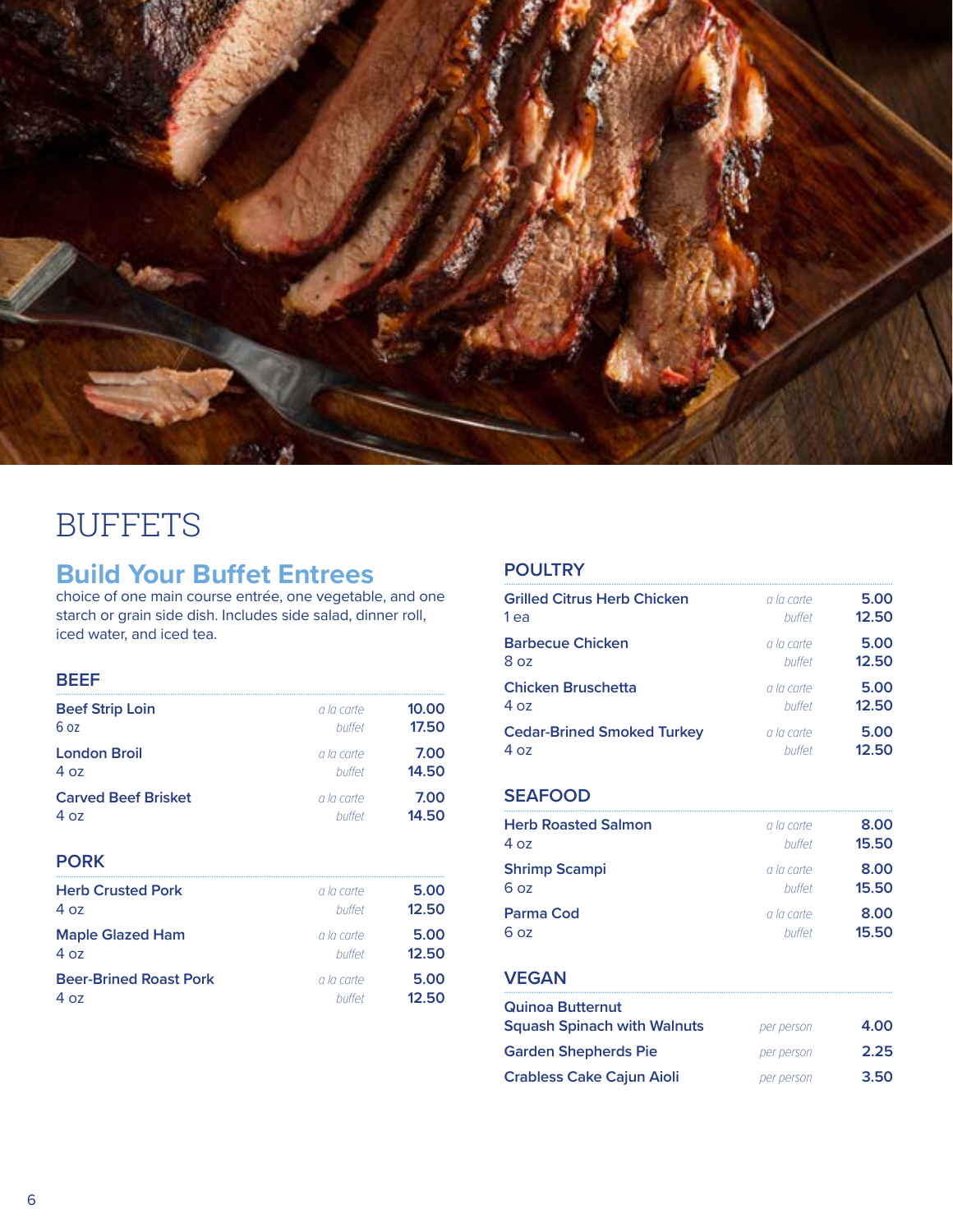# BUFFETS

## Build Your Buffet Entrees

choice of one main course entrée, one vegetable, and one starch or grain side dish. Includes side salad, dinner roll, iced water, and iced tea.

### BEEF

| Item | | Price |
|---|---|---|
| **Beef Strip Loin** 6 oz | *a la carte* | 10.00 |
| | *buffet* | 17.50 |
| **London Broil** 4 oz | *a la carte* | 7.00 |
| | *buffet* | 14.50 |
| **Carved Beef Brisket** 4 oz | *a la carte* | 7.00 |
| | *buffet* | 14.50 |

### PORK

| Item | | Price |
|---|---|---|
| **Herb Crusted Pork** 4 oz | *a la carte* | 5.00 |
| | *buffet* | 12.50 |
| **Maple Glazed Ham** 4 oz | *a la carte* | 5.00 |
| | *buffet* | 12.50 |
| **Beer-Brined Roast Pork** 4 oz | *a la carte* | 5.00 |
| | *buffet* | 12.50 |

### POULTRY

| Item | | Price |
|---|---|---|
| **Grilled Citrus Herb Chicken** 1 ea | *a la carte* | 5.00 |
| | *buffet* | 12.50 |
| **Barbecue Chicken** 8 oz | *a la carte* | 5.00 |
| | *buffet* | 12.50 |
| **Chicken Bruschetta** 4 oz | *a la carte* | 5.00 |
| | *buffet* | 12.50 |
| **Cedar-Brined Smoked Turkey** 4 oz | *a la carte* | 5.00 |
| | *buffet* | 12.50 |

### SEAFOOD

| Item | | Price |
|---|---|---|
| **Herb Roasted Salmon** 4 oz | *a la carte* | 8.00 |
| | *buffet* | 15.50 |
| **Shrimp Scampi** 6 oz | *a la carte* | 8.00 |
| | *buffet* | 15.50 |
| **Parma Cod** 6 oz | *a la carte* | 8.00 |
| | *buffet* | 15.50 |

### VEGAN

| Item | | Price |
|---|---|---|
| **Quinoa Butternut Squash Spinach with Walnuts** | *per person* | 4.00 |
| **Garden Shepherds Pie** | *per person* | 2.25 |
| **Crabless Cake Cajun Aioli** | *per person* | 3.50 |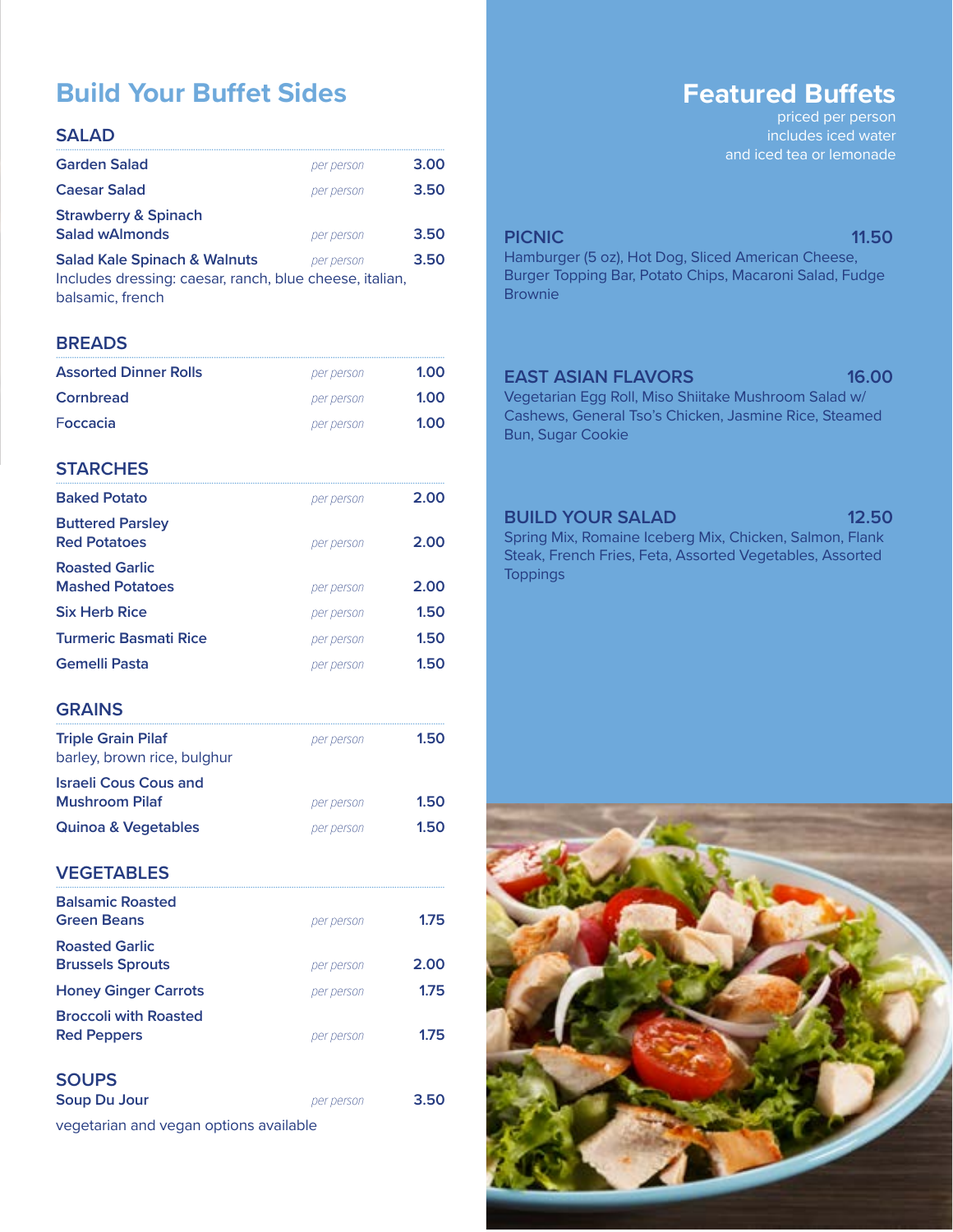# Build Your Buffet Sides

## SALAD

| Item | | Price |
| --- | --- | --- |
| Garden Salad | per person | 3.00 |
| Caesar Salad | per person | 3.50 |
| Strawberry & Spinach Salad wAlmonds | per person | 3.50 |
| Salad Kale Spinach & Walnuts | per person | 3.50 |

Includes dressing: caesar, ranch, blue cheese, italian, balsamic, french

## BREADS

| Item | | Price |
| --- | --- | --- |
| Assorted Dinner Rolls | per person | 1.00 |
| Cornbread | per person | 1.00 |
| Foccacia | per person | 1.00 |

## STARCHES

| Item | | Price |
| --- | --- | --- |
| Baked Potato | per person | 2.00 |
| Buttered Parsley Red Potatoes | per person | 2.00 |
| Roasted Garlic Mashed Potatoes | per person | 2.00 |
| Six Herb Rice | per person | 1.50 |
| Turmeric Basmati Rice | per person | 1.50 |
| Gemelli Pasta | per person | 1.50 |

## GRAINS

| Item | | Price |
| --- | --- | --- |
| Triple Grain Pilaf<br>barley, brown rice, bulghur | per person | 1.50 |
| Israeli Cous Cous and Mushroom Pilaf | per person | 1.50 |
| Quinoa & Vegetables | per person | 1.50 |

## VEGETABLES

| Item | | Price |
| --- | --- | --- |
| Balsamic Roasted Green Beans | per person | 1.75 |
| Roasted Garlic Brussels Sprouts | per person | 2.00 |
| Honey Ginger Carrots | per person | 1.75 |
| Broccoli with Roasted Red Peppers | per person | 1.75 |

## SOUPS

| Item | | Price |
| --- | --- | --- |
| Soup Du Jour | per person | 3.50 |

vegetarian and vegan options available

# Featured Buffets

priced per person
includes iced water
and iced tea or lemonade

### PICNIC — 11.50

Hamburger (5 oz), Hot Dog, Sliced American Cheese, Burger Topping Bar, Potato Chips, Macaroni Salad, Fudge Brownie

### EAST ASIAN FLAVORS — 16.00

Vegetarian Egg Roll, Miso Shiitake Mushroom Salad w/ Cashews, General Tso's Chicken, Jasmine Rice, Steamed Bun, Sugar Cookie

### BUILD YOUR SALAD — 12.50

Spring Mix, Romaine Iceberg Mix, Chicken, Salmon, Flank Steak, French Fries, Feta, Assorted Vegetables, Assorted Toppings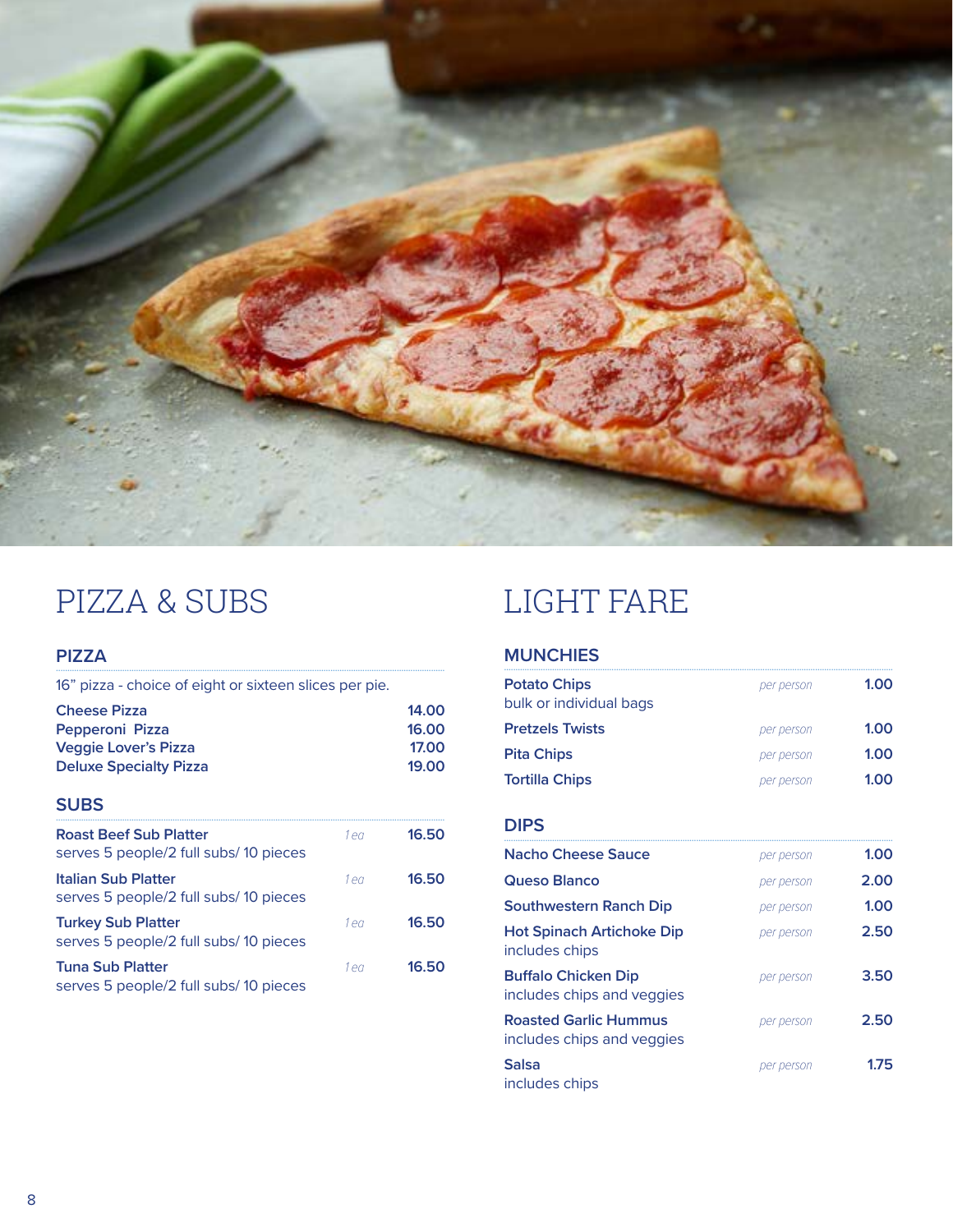# PIZZA & SUBS

## PIZZA

16" pizza - choice of eight or sixteen slices per pie.

| Item | Price |
|---|---|
| **Cheese Pizza** | 14.00 |
| **Pepperoni Pizza** | 16.00 |
| **Veggie Lover's Pizza** | 17.00 |
| **Deluxe Specialty Pizza** | 19.00 |

## SUBS

| Item | Unit | Price |
|---|---|---|
| **Roast Beef Sub Platter**<br>serves 5 people/2 full subs/ 10 pieces | *1 ea* | 16.50 |
| **Italian Sub Platter**<br>serves 5 people/2 full subs/ 10 pieces | *1 ea* | 16.50 |
| **Turkey Sub Platter**<br>serves 5 people/2 full subs/ 10 pieces | *1 ea* | 16.50 |
| **Tuna Sub Platter**<br>serves 5 people/2 full subs/ 10 pieces | *1 ea* | 16.50 |

# LIGHT FARE

## MUNCHIES

| Item | Unit | Price |
|---|---|---|
| **Potato Chips**<br>bulk or individual bags | *per person* | 1.00 |
| **Pretzels Twists** | *per person* | 1.00 |
| **Pita Chips** | *per person* | 1.00 |
| **Tortilla Chips** | *per person* | 1.00 |

## DIPS

| Item | Unit | Price |
|---|---|---|
| **Nacho Cheese Sauce** | *per person* | 1.00 |
| **Queso Blanco** | *per person* | 2.00 |
| **Southwestern Ranch Dip** | *per person* | 1.00 |
| **Hot Spinach Artichoke Dip**<br>includes chips | *per person* | 2.50 |
| **Buffalo Chicken Dip**<br>includes chips and veggies | *per person* | 3.50 |
| **Roasted Garlic Hummus**<br>includes chips and veggies | *per person* | 2.50 |
| **Salsa**<br>includes chips | *per person* | 1.75 |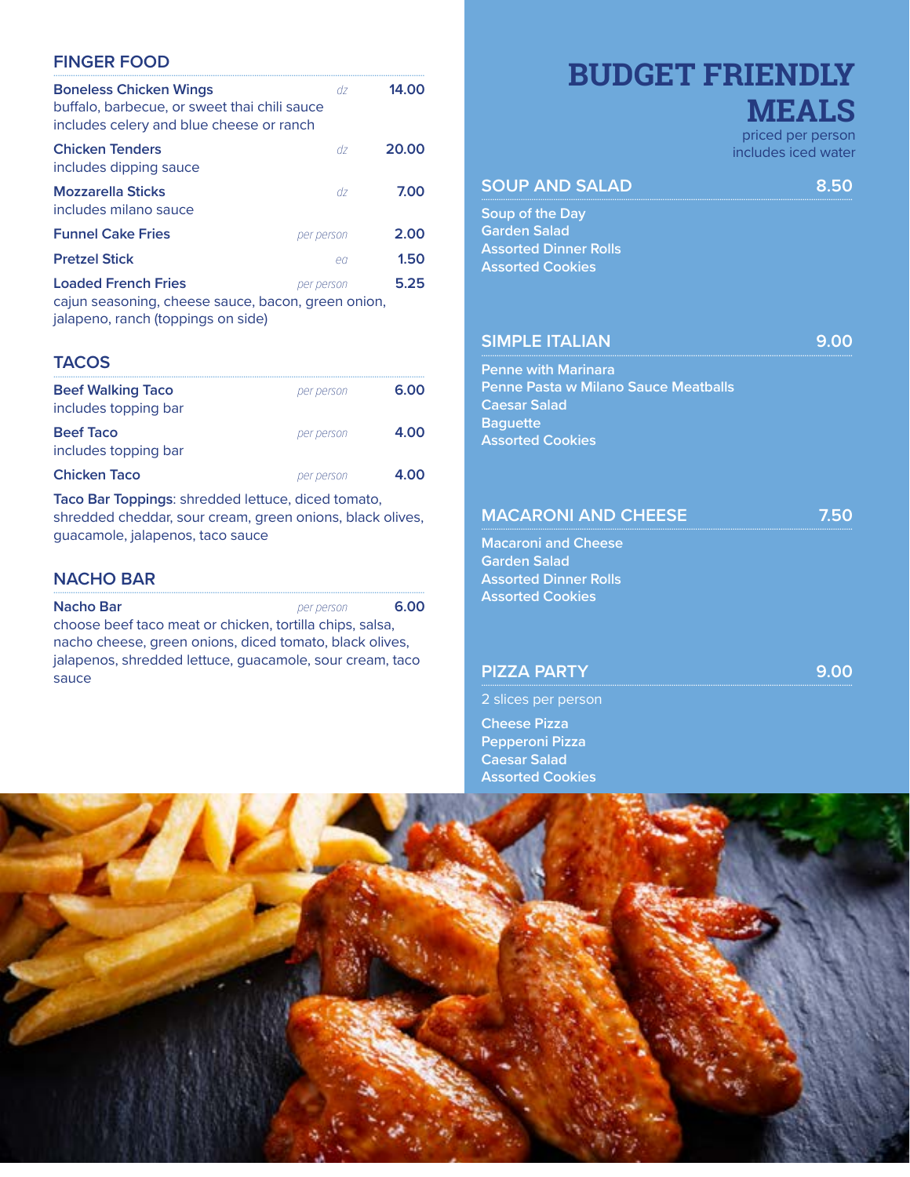## FINGER FOOD

**Boneless Chicken Wings** *dz* **14.00**
buffalo, barbecue, or sweet thai chili sauce
includes celery and blue cheese or ranch

**Chicken Tenders** *dz* **20.00**
includes dipping sauce

**Mozzarella Sticks** *dz* **7.00**
includes milano sauce

**Funnel Cake Fries** *per person* **2.00**

**Pretzel Stick** *ea* **1.50**

**Loaded French Fries** *per person* **5.25**
cajun seasoning, cheese sauce, bacon, green onion, jalapeno, ranch (toppings on side)

## TACOS

**Beef Walking Taco** *per person* **6.00**
includes topping bar

**Beef Taco** *per person* **4.00**
includes topping bar

**Chicken Taco** *per person* **4.00**

**Taco Bar Toppings**: shredded lettuce, diced tomato, shredded cheddar, sour cream, green onions, black olives, guacamole, jalapenos, taco sauce

## NACHO BAR

**Nacho Bar** *per person* **6.00**
choose beef taco meat or chicken, tortilla chips, salsa, nacho cheese, green onions, diced tomato, black olives, jalapenos, shredded lettuce, guacamole, sour cream, taco sauce

# BUDGET FRIENDLY MEALS

priced per person
includes iced water

## SOUP AND SALAD **8.50**

- Soup of the Day
- Garden Salad
- Assorted Dinner Rolls
- Assorted Cookies

## SIMPLE ITALIAN **9.00**

- Penne with Marinara
- Penne Pasta w Milano Sauce Meatballs
- Caesar Salad
- Baguette
- Assorted Cookies

## MACARONI AND CHEESE **7.50**

- Macaroni and Cheese
- Garden Salad
- Assorted Dinner Rolls
- Assorted Cookies

## PIZZA PARTY **9.00**

2 slices per person

- Cheese Pizza
- Pepperoni Pizza
- Caesar Salad
- Assorted Cookies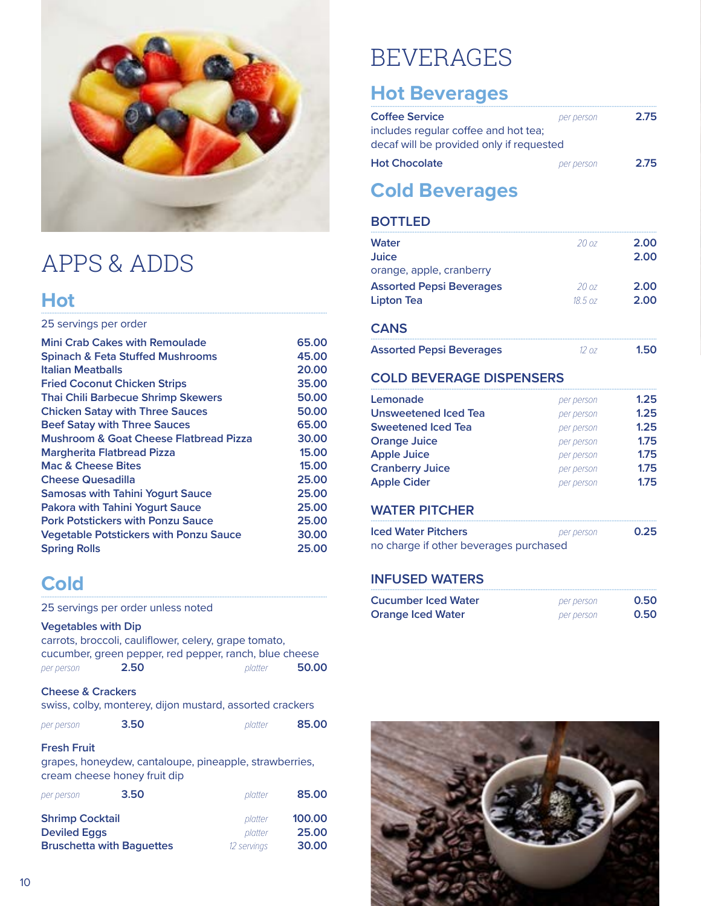# APPS & ADDS

## Hot

25 servings per order

| Item | Price |
|---|---|
| Mini Crab Cakes with Remoulade | 65.00 |
| Spinach & Feta Stuffed Mushrooms | 45.00 |
| Italian Meatballs | 20.00 |
| Fried Coconut Chicken Strips | 35.00 |
| Thai Chili Barbecue Shrimp Skewers | 50.00 |
| Chicken Satay with Three Sauces | 50.00 |
| Beef Satay with Three Sauces | 65.00 |
| Mushroom & Goat Cheese Flatbread Pizza | 30.00 |
| Margherita Flatbread Pizza | 15.00 |
| Mac & Cheese Bites | 15.00 |
| Cheese Quesadilla | 25.00 |
| Samosas with Tahini Yogurt Sauce | 25.00 |
| Pakora with Tahini Yogurt Sauce | 25.00 |
| Pork Potstickers with Ponzu Sauce | 25.00 |
| Vegetable Potstickers with Ponzu Sauce | 30.00 |
| Spring Rolls | 25.00 |

## Cold

25 servings per order unless noted

**Vegetables with Dip**
carrots, broccoli, cauliflower, celery, grape tomato, cucumber, green pepper, red pepper, ranch, blue cheese
*per person* 2.50 — *platter* 50.00

**Cheese & Crackers**
swiss, colby, monterey, dijon mustard, assorted crackers
*per person* 3.50 — *platter* 85.00

**Fresh Fruit**
grapes, honeydew, cantaloupe, pineapple, strawberries, cream cheese honey fruit dip
*per person* 3.50 — *platter* 85.00

| Item | Unit | Price |
|---|---|---|
| Shrimp Cocktail | *platter* | 100.00 |
| Deviled Eggs | *platter* | 25.00 |
| Bruschetta with Baguettes | *12 servings* | 30.00 |

# BEVERAGES

## Hot Beverages

| Item | Unit | Price |
|---|---|---|
| **Coffee Service** includes regular coffee and hot tea; decaf will be provided only if requested | *per person* | 2.75 |
| **Hot Chocolate** | *per person* | 2.75 |

## Cold Beverages

### BOTTLED

| Item | Size | Price |
|---|---|---|
| Water | *20 oz* | 2.00 |
| Juice orange, apple, cranberry | | 2.00 |
| Assorted Pepsi Beverages | *20 oz* | 2.00 |
| Lipton Tea | *18.5 oz* | 2.00 |

### CANS

| Item | Size | Price |
|---|---|---|
| Assorted Pepsi Beverages | *12 oz* | 1.50 |

### COLD BEVERAGE DISPENSERS

| Item | Unit | Price |
|---|---|---|
| Lemonade | *per person* | 1.25 |
| Unsweetened Iced Tea | *per person* | 1.25 |
| Sweetened Iced Tea | *per person* | 1.25 |
| Orange Juice | *per person* | 1.75 |
| Apple Juice | *per person* | 1.75 |
| Cranberry Juice | *per person* | 1.75 |
| Apple Cider | *per person* | 1.75 |

### WATER PITCHER

| Item | Unit | Price |
|---|---|---|
| Iced Water Pitchers no charge if other beverages purchased | *per person* | 0.25 |

### INFUSED WATERS

| Item | Unit | Price |
|---|---|---|
| Cucumber Iced Water | *per person* | 0.50 |
| Orange Iced Water | *per person* | 0.50 |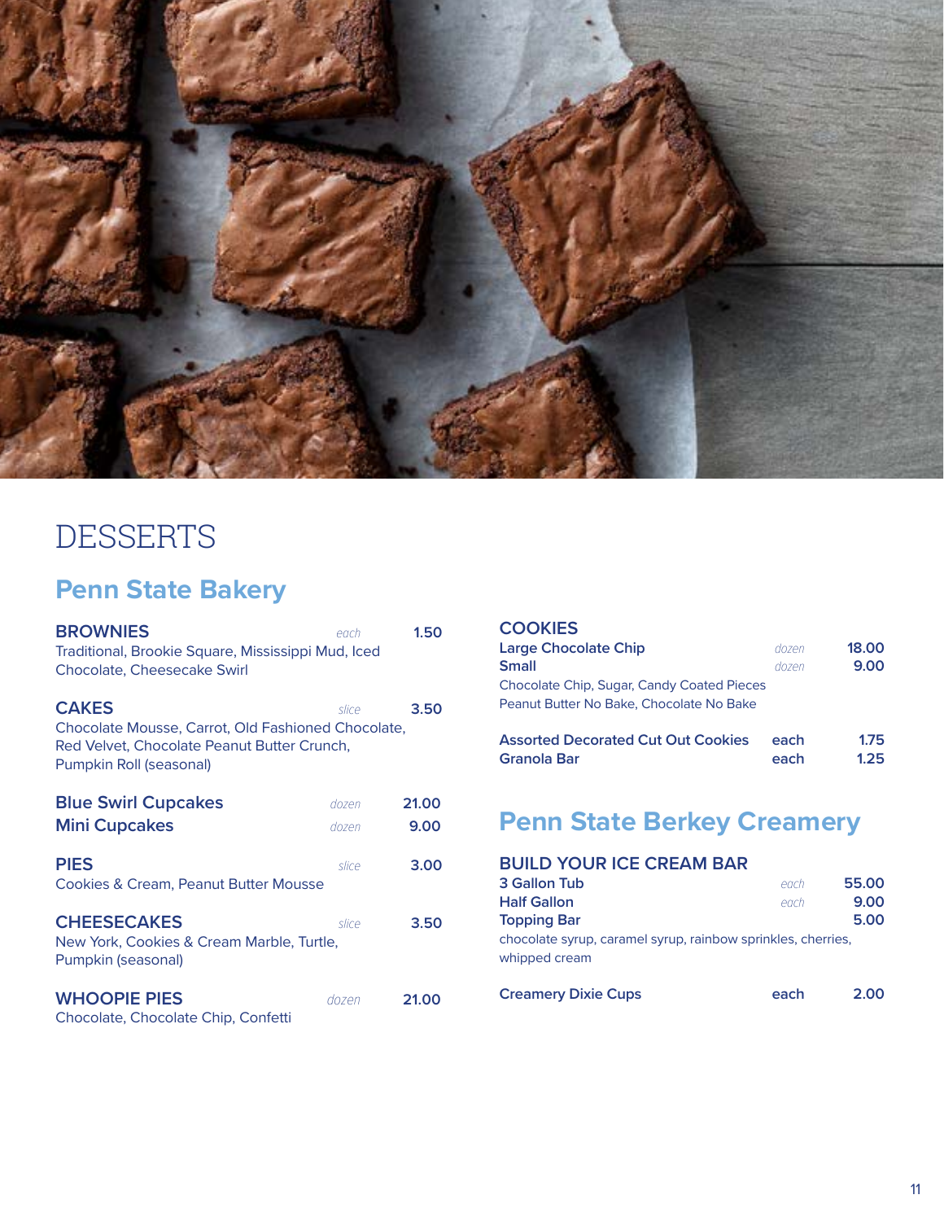# DESSERTS

## Penn State Bakery

**BROWNIES** *each* **1.50**
Traditional, Brookie Square, Mississippi Mud, Iced Chocolate, Cheesecake Swirl

**CAKES** *slice* **3.50**
Chocolate Mousse, Carrot, Old Fashioned Chocolate, Red Velvet, Chocolate Peanut Butter Crunch, Pumpkin Roll (seasonal)

**Blue Swirl Cupcakes** *dozen* **21.00**
**Mini Cupcakes** *dozen* **9.00**

**PIES** *slice* **3.00**
Cookies & Cream, Peanut Butter Mousse

**CHEESECAKES** *slice* **3.50**
New York, Cookies & Cream Marble, Turtle, Pumpkin (seasonal)

**WHOOPIE PIES** *dozen* **21.00**
Chocolate, Chocolate Chip, Confetti

**COOKIES**
**Large Chocolate Chip** *dozen* **18.00**
**Small** *dozen* **9.00**
Chocolate Chip, Sugar, Candy Coated Pieces
Peanut Butter No Bake, Chocolate No Bake

**Assorted Decorated Cut Out Cookies** **each** **1.75**
**Granola Bar** **each** **1.25**

## Penn State Berkey Creamery

**BUILD YOUR ICE CREAM BAR**
**3 Gallon Tub** *each* **55.00**
**Half Gallon** *each* **9.00**
**Topping Bar** **5.00**
chocolate syrup, caramel syrup, rainbow sprinkles, cherries, whipped cream

**Creamery Dixie Cups** **each** **2.00**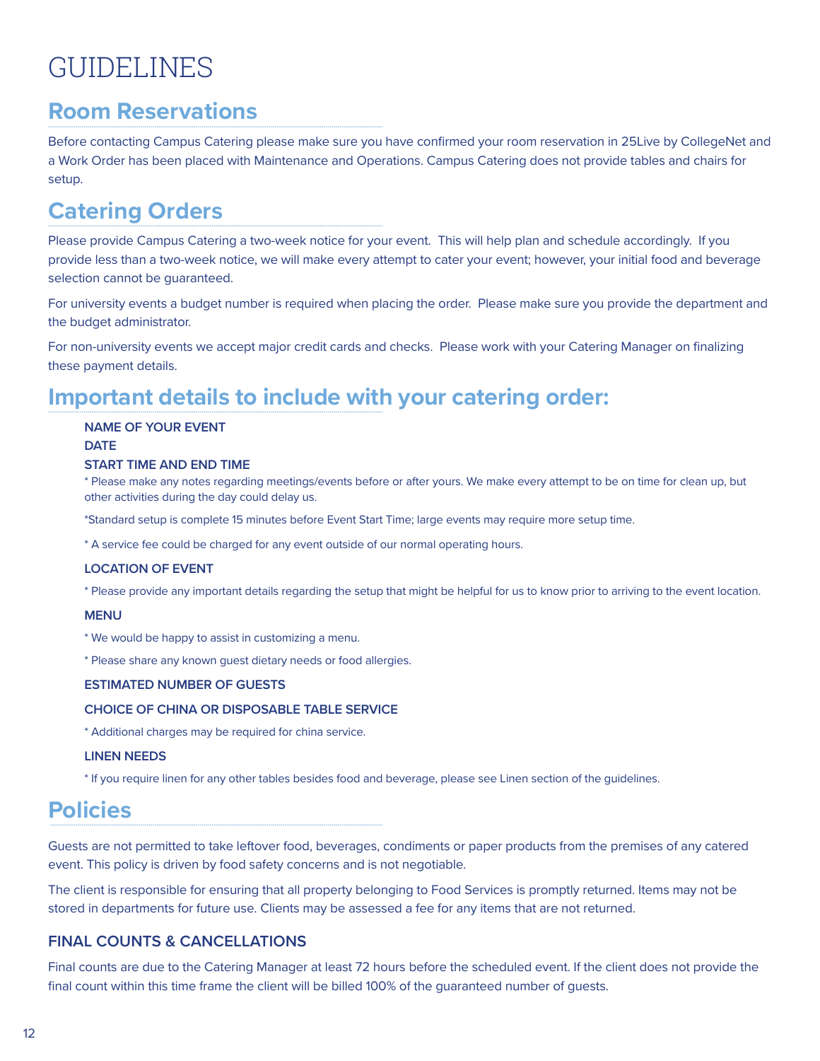# GUIDELINES

## Room Reservations

Before contacting Campus Catering please make sure you have confirmed your room reservation in 25Live by CollegeNet and a Work Order has been placed with Maintenance and Operations. Campus Catering does not provide tables and chairs for setup.

## Catering Orders

Please provide Campus Catering a two-week notice for your event. This will help plan and schedule accordingly. If you provide less than a two-week notice, we will make every attempt to cater your event; however, your initial food and beverage selection cannot be guaranteed.

For university events a budget number is required when placing the order. Please make sure you provide the department and the budget administrator.

For non-university events we accept major credit cards and checks. Please work with your Catering Manager on finalizing these payment details.

## Important details to include with your catering order:

**NAME OF YOUR EVENT**

**DATE**

**START TIME AND END TIME**

* Please make any notes regarding meetings/events before or after yours. We make every attempt to be on time for clean up, but other activities during the day could delay us.

*Standard setup is complete 15 minutes before Event Start Time; large events may require more setup time.

* A service fee could be charged for any event outside of our normal operating hours.

**LOCATION OF EVENT**

* Please provide any important details regarding the setup that might be helpful for us to know prior to arriving to the event location.

**MENU**

* We would be happy to assist in customizing a menu.

* Please share any known guest dietary needs or food allergies.

**ESTIMATED NUMBER OF GUESTS**

**CHOICE OF CHINA OR DISPOSABLE TABLE SERVICE**

* Additional charges may be required for china service.

**LINEN NEEDS**

* If you require linen for any other tables besides food and beverage, please see Linen section of the guidelines.

## Policies

Guests are not permitted to take leftover food, beverages, condiments or paper products from the premises of any catered event. This policy is driven by food safety concerns and is not negotiable.

The client is responsible for ensuring that all property belonging to Food Services is promptly returned. Items may not be stored in departments for future use. Clients may be assessed a fee for any items that are not returned.

### FINAL COUNTS & CANCELLATIONS

Final counts are due to the Catering Manager at least 72 hours before the scheduled event. If the client does not provide the final count within this time frame the client will be billed 100% of the guaranteed number of guests.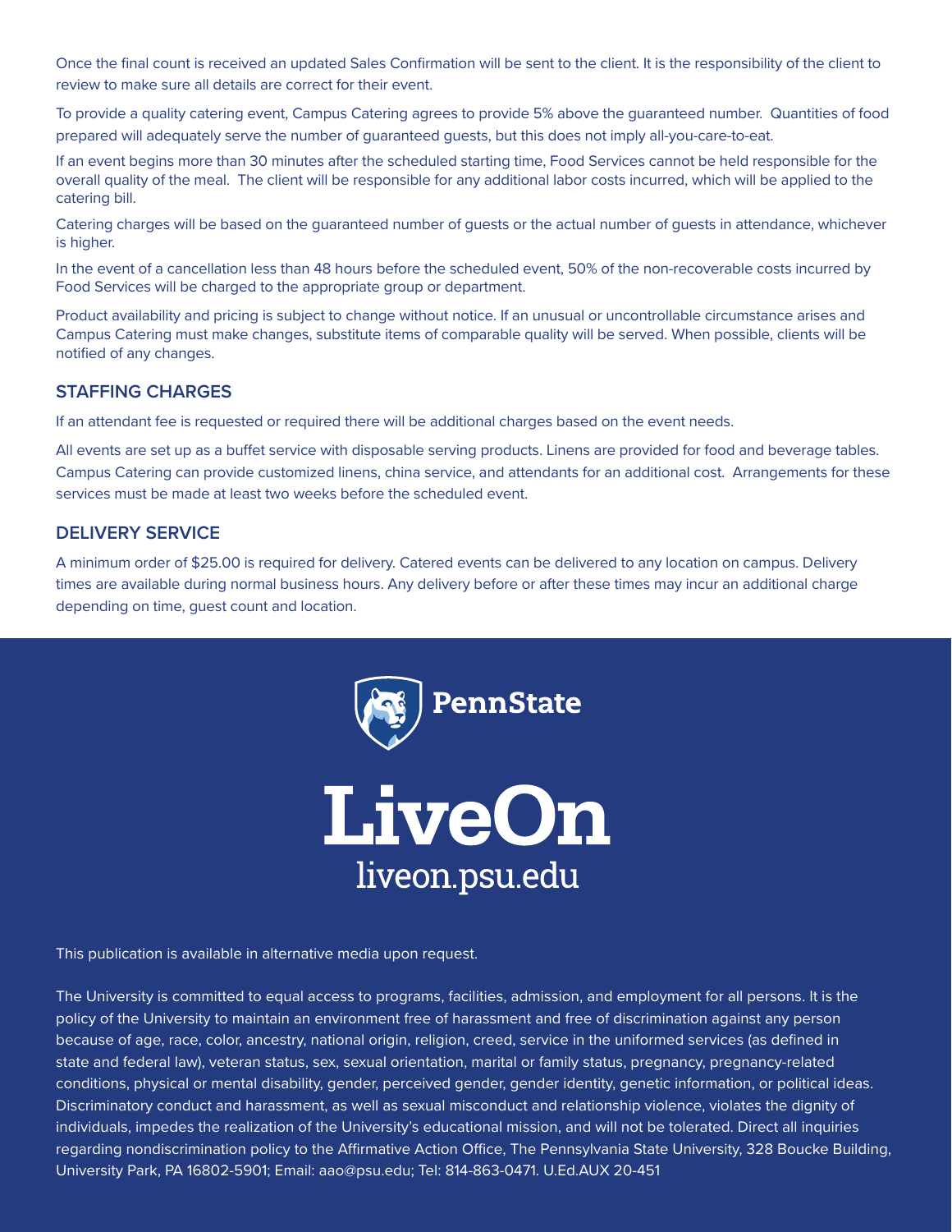Once the final count is received an updated Sales Confirmation will be sent to the client. It is the responsibility of the client to review to make sure all details are correct for their event.

To provide a quality catering event, Campus Catering agrees to provide 5% above the guaranteed number. Quantities of food prepared will adequately serve the number of guaranteed guests, but this does not imply all-you-care-to-eat.

If an event begins more than 30 minutes after the scheduled starting time, Food Services cannot be held responsible for the overall quality of the meal. The client will be responsible for any additional labor costs incurred, which will be applied to the catering bill.

Catering charges will be based on the guaranteed number of guests or the actual number of guests in attendance, whichever is higher.

In the event of a cancellation less than 48 hours before the scheduled event, 50% of the non-recoverable costs incurred by Food Services will be charged to the appropriate group or department.

Product availability and pricing is subject to change without notice. If an unusual or uncontrollable circumstance arises and Campus Catering must make changes, substitute items of comparable quality will be served. When possible, clients will be notified of any changes.

## STAFFING CHARGES

If an attendant fee is requested or required there will be additional charges based on the event needs.

All events are set up as a buffet service with disposable serving products. Linens are provided for food and beverage tables. Campus Catering can provide customized linens, china service, and attendants for an additional cost. Arrangements for these services must be made at least two weeks before the scheduled event.

## DELIVERY SERVICE

A minimum order of $25.00 is required for delivery. Catered events can be delivered to any location on campus. Delivery times are available during normal business hours. Any delivery before or after these times may incur an additional charge depending on time, guest count and location.

PennState

LiveOn

liveon.psu.edu

This publication is available in alternative media upon request.

The University is committed to equal access to programs, facilities, admission, and employment for all persons. It is the policy of the University to maintain an environment free of harassment and free of discrimination against any person because of age, race, color, ancestry, national origin, religion, creed, service in the uniformed services (as defined in state and federal law), veteran status, sex, sexual orientation, marital or family status, pregnancy, pregnancy-related conditions, physical or mental disability, gender, perceived gender, gender identity, genetic information, or political ideas. Discriminatory conduct and harassment, as well as sexual misconduct and relationship violence, violates the dignity of individuals, impedes the realization of the University's educational mission, and will not be tolerated. Direct all inquiries regarding nondiscrimination policy to the Affirmative Action Office, The Pennsylvania State University, 328 Boucke Building, University Park, PA 16802-5901; Email: aao@psu.edu; Tel: 814-863-0471. U.Ed.AUX 20-451